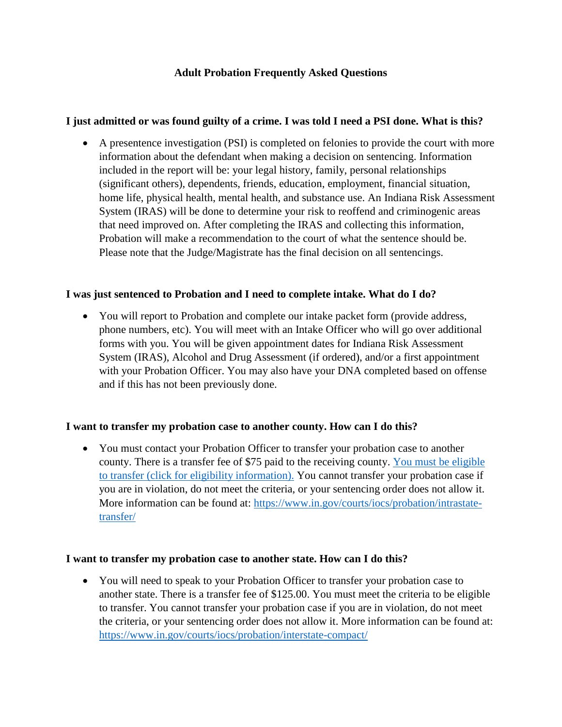# Adult Probation Frequently Asked Questions

### I just admitted or was found guilty of a crime. I was told I need a PSI done. What is this?

- A presentence investigation (PSI) is completed on felonies to provide the court with more information about the defendant when making a decision on sentencing. Information included in the report will be: your legal history, family, personal relationships (significant others), dependents, friends, education, employment, financial situation, home life, physical health, mental health, and substance use. An Indiana Risk Assessment System (IRAS) will be done to determine your risk to reoffend and criminogenic areas that need improved on. After completing the IRAS and collecting this information, Probation will make a recommendation to the court of what the sentence should be. Please note that the Judge/Magistrate has the final decision on all sentencings.

### I was just sentenced to Probation and I need to complete intake. What do I do?

- You will report to Probation and complete our intake packet form (provide address, phone numbers, etc). You will meet with an Intake Officer who will go over additional forms with you. You will be given appointment dates for Indiana Risk Assessment System (IRAS), Alcohol and Drug Assessment (if ordered), and/or a first appointment with your Probation Officer. You may also have your DNA completed based on offense and if this has not been previously done.

### I want to transfer my probation case to another county. How can I do this?

- You must contact your Probation Officer to transfer your probation case to another county. There is a transfer fee of $75 paid to the receiving county. You must be eligible to transfer (click for eligibility information). You cannot transfer your probation case if you are in violation, do not meet the criteria, or your sentencing order does not allow it. More information can be found at: https://www.in.gov/courts/iocs/probation/intrastate-transfer/

### I want to transfer my probation case to another state. How can I do this?

- You will need to speak to your Probation Officer to transfer your probation case to another state. There is a transfer fee of $125.00. You must meet the criteria to be eligible to transfer. You cannot transfer your probation case if you are in violation, do not meet the criteria, or your sentencing order does not allow it. More information can be found at: https://www.in.gov/courts/iocs/probation/interstate-compact/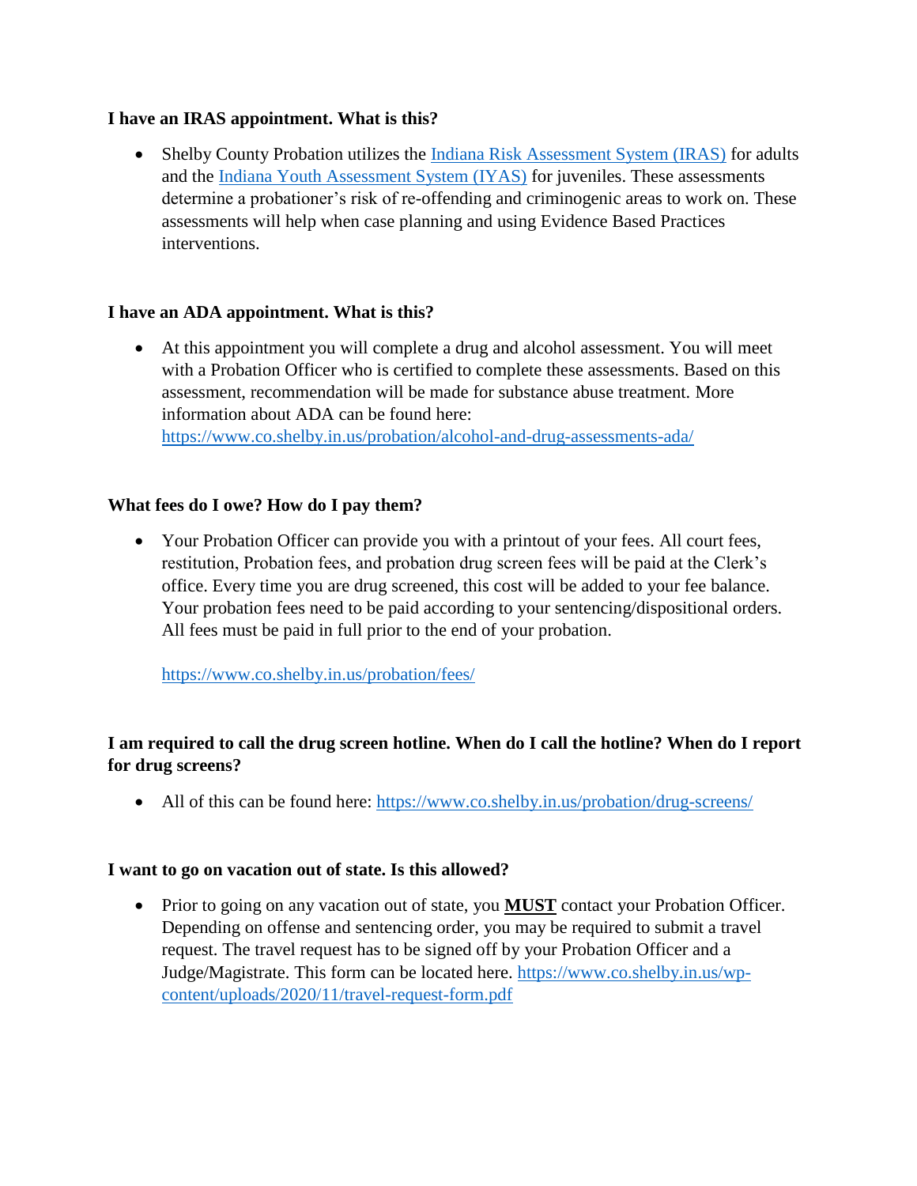**I have an IRAS appointment. What is this?**

- Shelby County Probation utilizes the Indiana Risk Assessment System (IRAS) for adults and the Indiana Youth Assessment System (IYAS) for juveniles. These assessments determine a probationer's risk of re-offending and criminogenic areas to work on. These assessments will help when case planning and using Evidence Based Practices interventions.

**I have an ADA appointment. What is this?**

- At this appointment you will complete a drug and alcohol assessment. You will meet with a Probation Officer who is certified to complete these assessments. Based on this assessment, recommendation will be made for substance abuse treatment. More information about ADA can be found here: https://www.co.shelby.in.us/probation/alcohol-and-drug-assessments-ada/

**What fees do I owe? How do I pay them?**

- Your Probation Officer can provide you with a printout of your fees. All court fees, restitution, Probation fees, and probation drug screen fees will be paid at the Clerk's office. Every time you are drug screened, this cost will be added to your fee balance. Your probation fees need to be paid according to your sentencing/dispositional orders. All fees must be paid in full prior to the end of your probation.

  https://www.co.shelby.in.us/probation/fees/

**I am required to call the drug screen hotline. When do I call the hotline? When do I report for drug screens?**

- All of this can be found here: https://www.co.shelby.in.us/probation/drug-screens/

**I want to go on vacation out of state. Is this allowed?**

- Prior to going on any vacation out of state, you **MUST** contact your Probation Officer. Depending on offense and sentencing order, you may be required to submit a travel request. The travel request has to be signed off by your Probation Officer and a Judge/Magistrate. This form can be located here. https://www.co.shelby.in.us/wp-content/uploads/2020/11/travel-request-form.pdf